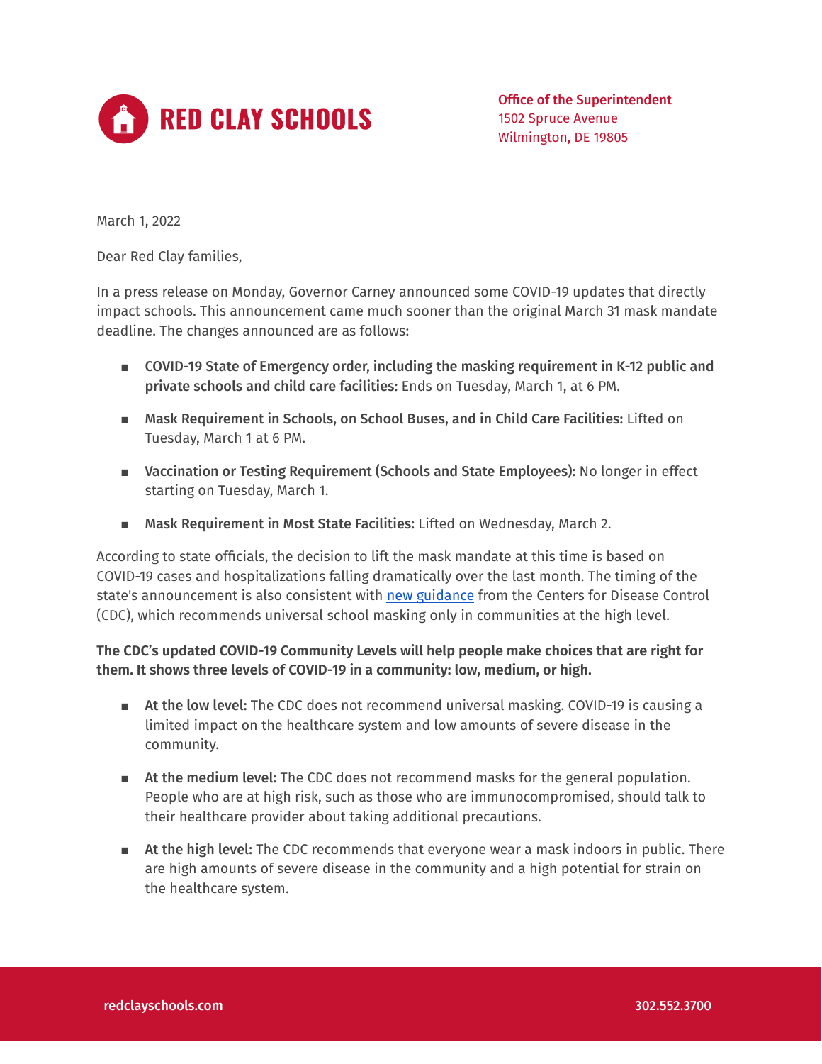**RED CLAY SCHOOLS**

**Office of the Superintendent**
1502 Spruce Avenue
Wilmington, DE 19805

March 1, 2022

Dear Red Clay families,

In a press release on Monday, Governor Carney announced some COVID-19 updates that directly impact schools. This announcement came much sooner than the original March 31 mask mandate deadline. The changes announced are as follows:

- **COVID-19 State of Emergency order, including the masking requirement in K-12 public and private schools and child care facilities:** Ends on Tuesday, March 1, at 6 PM.
- **Mask Requirement in Schools, on School Buses, and in Child Care Facilities:** Lifted on Tuesday, March 1 at 6 PM.
- **Vaccination or Testing Requirement (Schools and State Employees):** No longer in effect starting on Tuesday, March 1.
- **Mask Requirement in Most State Facilities:** Lifted on Wednesday, March 2.

According to state officials, the decision to lift the mask mandate at this time is based on COVID-19 cases and hospitalizations falling dramatically over the last month. The timing of the state's announcement is also consistent with new guidance from the Centers for Disease Control (CDC), which recommends universal school masking only in communities at the high level.

**The CDC's updated COVID-19 Community Levels will help people make choices that are right for them. It shows three levels of COVID-19 in a community: low, medium, or high.**

- **At the low level:** The CDC does not recommend universal masking. COVID-19 is causing a limited impact on the healthcare system and low amounts of severe disease in the community.
- **At the medium level:** The CDC does not recommend masks for the general population. People who are at high risk, such as those who are immunocompromised, should talk to their healthcare provider about taking additional precautions.
- **At the high level:** The CDC recommends that everyone wear a mask indoors in public. There are high amounts of severe disease in the community and a high potential for strain on the healthcare system.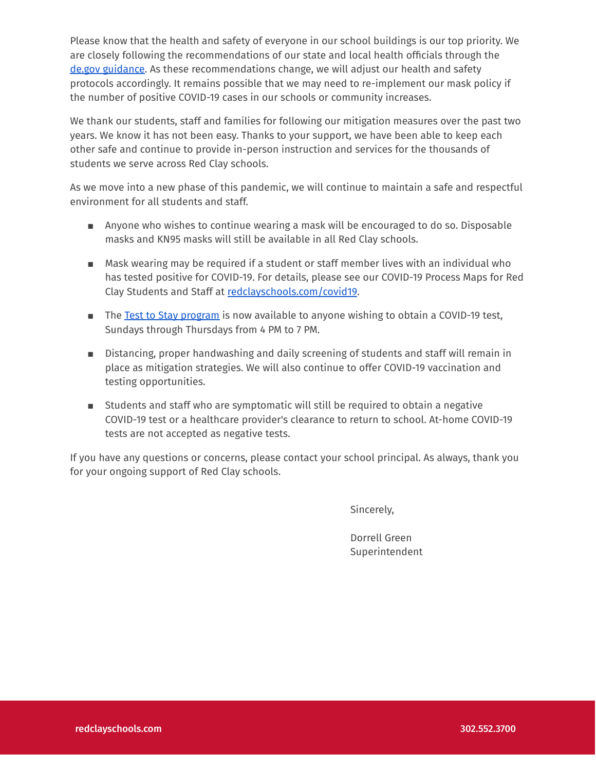Please know that the health and safety of everyone in our school buildings is our top priority. We are closely following the recommendations of our state and local health officials through the de.gov guidance. As these recommendations change, we will adjust our health and safety protocols accordingly. It remains possible that we may need to re-implement our mask policy if the number of positive COVID-19 cases in our schools or community increases.

We thank our students, staff and families for following our mitigation measures over the past two years. We know it has not been easy. Thanks to your support, we have been able to keep each other safe and continue to provide in-person instruction and services for the thousands of students we serve across Red Clay schools.

As we move into a new phase of this pandemic, we will continue to maintain a safe and respectful environment for all students and staff.

- Anyone who wishes to continue wearing a mask will be encouraged to do so. Disposable masks and KN95 masks will still be available in all Red Clay schools.
- Mask wearing may be required if a student or staff member lives with an individual who has tested positive for COVID-19. For details, please see our COVID-19 Process Maps for Red Clay Students and Staff at redclayschools.com/covid19.
- The Test to Stay program is now available to anyone wishing to obtain a COVID-19 test, Sundays through Thursdays from 4 PM to 7 PM.
- Distancing, proper handwashing and daily screening of students and staff will remain in place as mitigation strategies. We will also continue to offer COVID-19 vaccination and testing opportunities.
- Students and staff who are symptomatic will still be required to obtain a negative COVID-19 test or a healthcare provider's clearance to return to school. At-home COVID-19 tests are not accepted as negative tests.

If you have any questions or concerns, please contact your school principal. As always, thank you for your ongoing support of Red Clay schools.

Sincerely,

Dorrell Green
Superintendent

**redclayschools.com** **302.552.3700**